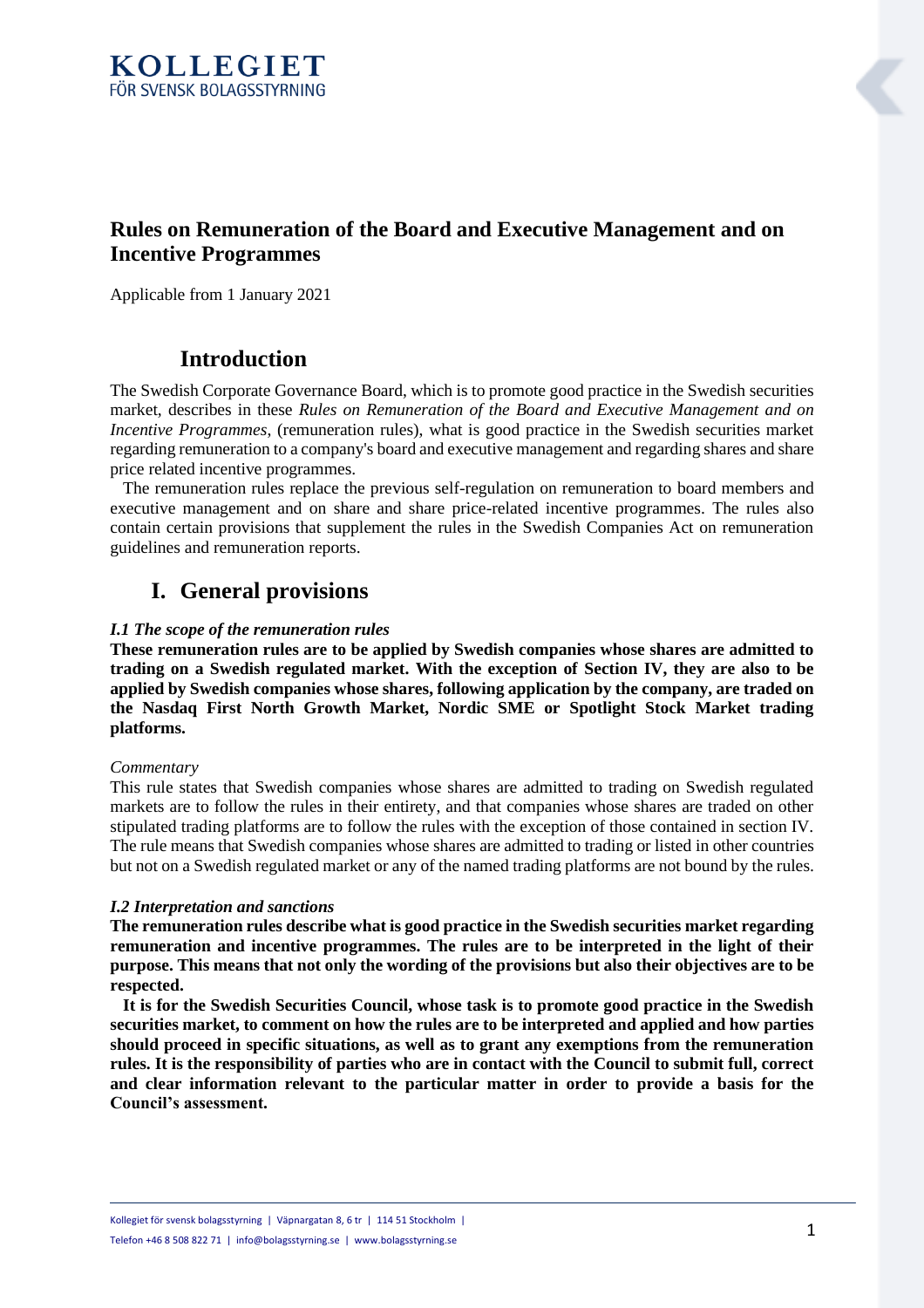# Rules on Remuneration of the Board and Executive Management and on Incentive Programmes

Applicable from 1 January 2021

## Introduction

The Swedish Corporate Governance Board, which is to promote good practice in the Swedish securities market, describes in these *Rules on Remuneration of the Board and Executive Management and on Incentive Programmes*, (remuneration rules), what is good practice in the Swedish securities market regarding remuneration to a company's board and executive management and regarding shares and share price related incentive programmes.

The remuneration rules replace the previous self-regulation on remuneration to board members and executive management and on share and share price-related incentive programmes. The rules also contain certain provisions that supplement the rules in the Swedish Companies Act on remuneration guidelines and remuneration reports.

## I. General provisions

### *I.1 The scope of the remuneration rules*

**These remuneration rules are to be applied by Swedish companies whose shares are admitted to trading on a Swedish regulated market. With the exception of Section IV, they are also to be applied by Swedish companies whose shares, following application by the company, are traded on the Nasdaq First North Growth Market, Nordic SME or Spotlight Stock Market trading platforms.**

*Commentary*

This rule states that Swedish companies whose shares are admitted to trading on Swedish regulated markets are to follow the rules in their entirety, and that companies whose shares are traded on other stipulated trading platforms are to follow the rules with the exception of those contained in section IV. The rule means that Swedish companies whose shares are admitted to trading or listed in other countries but not on a Swedish regulated market or any of the named trading platforms are not bound by the rules.

### *I.2 Interpretation and sanctions*

**The remuneration rules describe what is good practice in the Swedish securities market regarding remuneration and incentive programmes. The rules are to be interpreted in the light of their purpose. This means that not only the wording of the provisions but also their objectives are to be respected.**

**It is for the Swedish Securities Council, whose task is to promote good practice in the Swedish securities market, to comment on how the rules are to be interpreted and applied and how parties should proceed in specific situations, as well as to grant any exemptions from the remuneration rules. It is the responsibility of parties who are in contact with the Council to submit full, correct and clear information relevant to the particular matter in order to provide a basis for the Council's assessment.**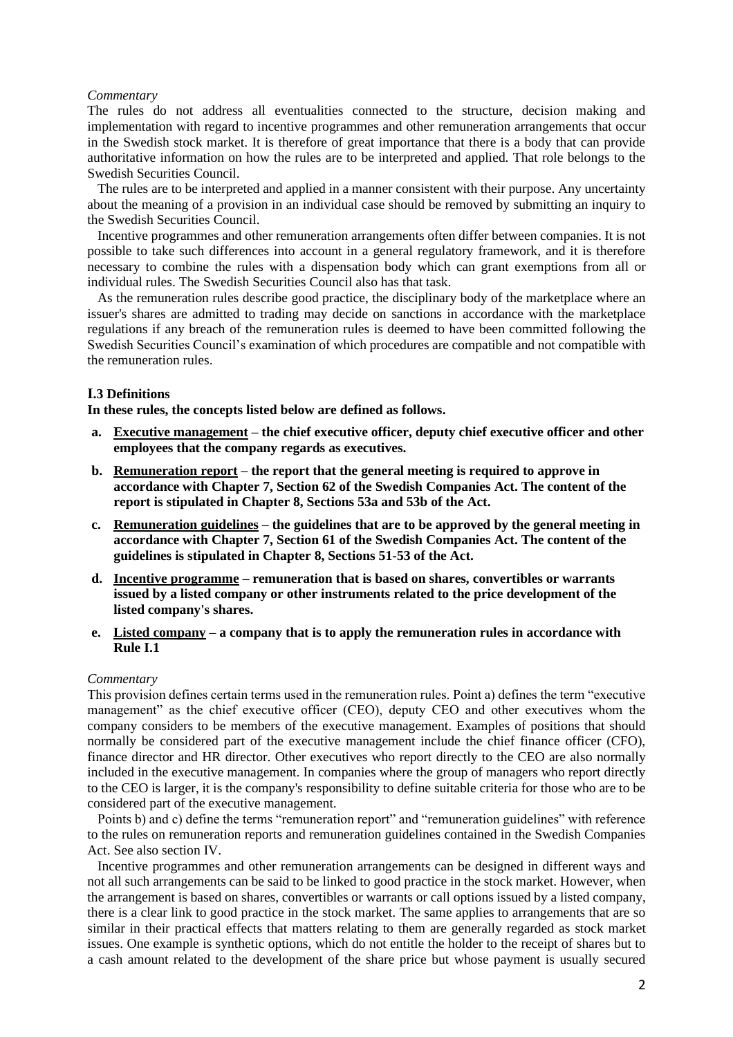*Commentary*

The rules do not address all eventualities connected to the structure, decision making and implementation with regard to incentive programmes and other remuneration arrangements that occur in the Swedish stock market. It is therefore of great importance that there is a body that can provide authoritative information on how the rules are to be interpreted and applied. That role belongs to the Swedish Securities Council.

The rules are to be interpreted and applied in a manner consistent with their purpose. Any uncertainty about the meaning of a provision in an individual case should be removed by submitting an inquiry to the Swedish Securities Council.

Incentive programmes and other remuneration arrangements often differ between companies. It is not possible to take such differences into account in a general regulatory framework, and it is therefore necessary to combine the rules with a dispensation body which can grant exemptions from all or individual rules. The Swedish Securities Council also has that task.

As the remuneration rules describe good practice, the disciplinary body of the marketplace where an issuer's shares are admitted to trading may decide on sanctions in accordance with the marketplace regulations if any breach of the remuneration rules is deemed to have been committed following the Swedish Securities Council's examination of which procedures are compatible and not compatible with the remuneration rules.

### I.3 Definitions

**In these rules, the concepts listed below are defined as follows.**

- **a. Executive management – the chief executive officer, deputy chief executive officer and other employees that the company regards as executives.**
- **b. Remuneration report – the report that the general meeting is required to approve in accordance with Chapter 7, Section 62 of the Swedish Companies Act. The content of the report is stipulated in Chapter 8, Sections 53a and 53b of the Act.**
- **c. Remuneration guidelines – the guidelines that are to be approved by the general meeting in accordance with Chapter 7, Section 61 of the Swedish Companies Act. The content of the guidelines is stipulated in Chapter 8, Sections 51-53 of the Act.**
- **d. Incentive programme – remuneration that is based on shares, convertibles or warrants issued by a listed company or other instruments related to the price development of the listed company's shares.**
- **e. Listed company – a company that is to apply the remuneration rules in accordance with Rule I.1**

*Commentary*

This provision defines certain terms used in the remuneration rules. Point a) defines the term "executive management" as the chief executive officer (CEO), deputy CEO and other executives whom the company considers to be members of the executive management. Examples of positions that should normally be considered part of the executive management include the chief finance officer (CFO), finance director and HR director. Other executives who report directly to the CEO are also normally included in the executive management. In companies where the group of managers who report directly to the CEO is larger, it is the company's responsibility to define suitable criteria for those who are to be considered part of the executive management.

Points b) and c) define the terms "remuneration report" and "remuneration guidelines" with reference to the rules on remuneration reports and remuneration guidelines contained in the Swedish Companies Act. See also section IV.

Incentive programmes and other remuneration arrangements can be designed in different ways and not all such arrangements can be said to be linked to good practice in the stock market. However, when the arrangement is based on shares, convertibles or warrants or call options issued by a listed company, there is a clear link to good practice in the stock market. The same applies to arrangements that are so similar in their practical effects that matters relating to them are generally regarded as stock market issues. One example is synthetic options, which do not entitle the holder to the receipt of shares but to a cash amount related to the development of the share price but whose payment is usually secured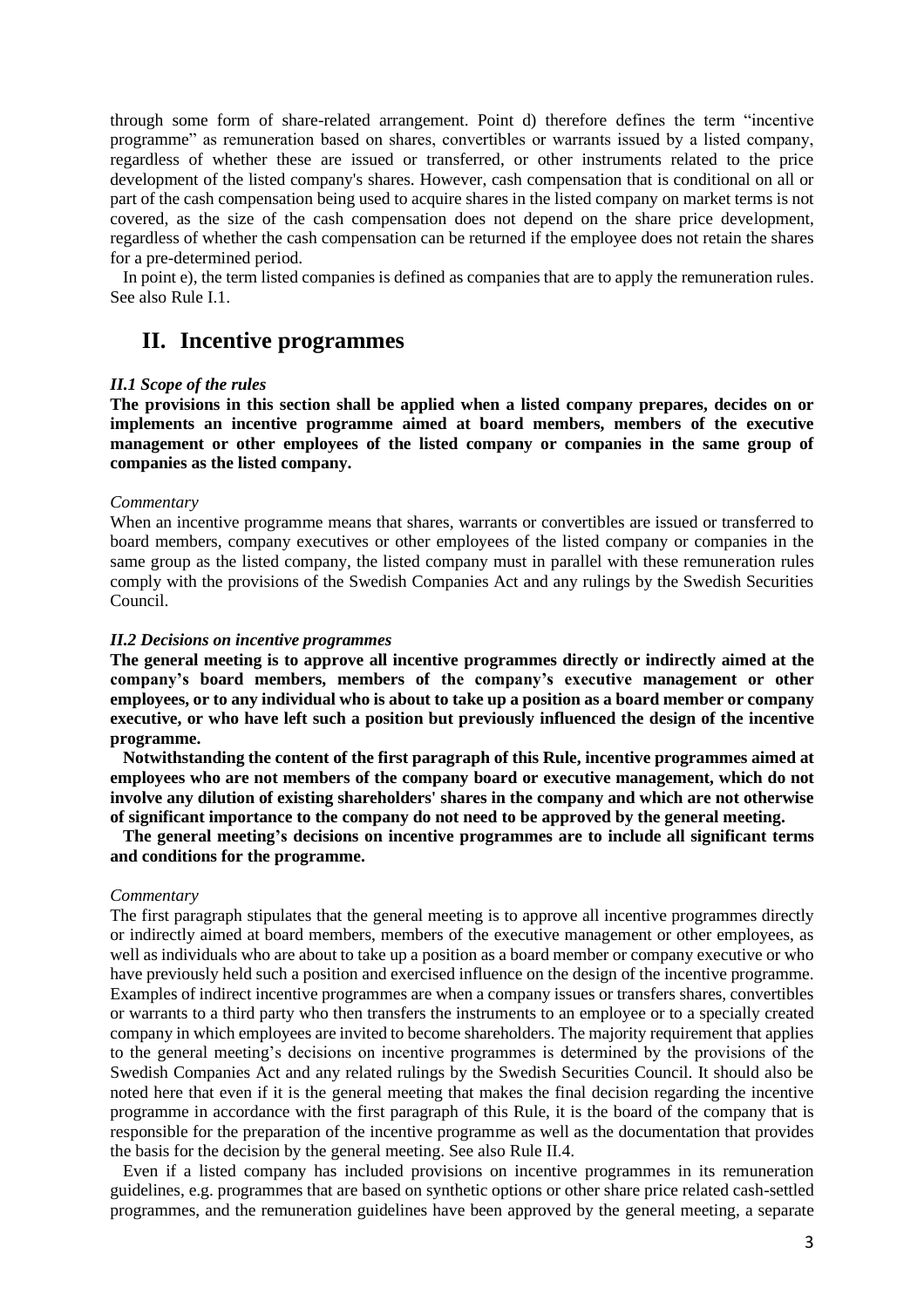through some form of share-related arrangement. Point d) therefore defines the term "incentive programme" as remuneration based on shares, convertibles or warrants issued by a listed company, regardless of whether these are issued or transferred, or other instruments related to the price development of the listed company's shares. However, cash compensation that is conditional on all or part of the cash compensation being used to acquire shares in the listed company on market terms is not covered, as the size of the cash compensation does not depend on the share price development, regardless of whether the cash compensation can be returned if the employee does not retain the shares for a pre-determined period.

In point e), the term listed companies is defined as companies that are to apply the remuneration rules. See also Rule I.1.

## II. Incentive programmes

***II.1 Scope of the rules***

**The provisions in this section shall be applied when a listed company prepares, decides on or implements an incentive programme aimed at board members, members of the executive management or other employees of the listed company or companies in the same group of companies as the listed company.**

*Commentary*

When an incentive programme means that shares, warrants or convertibles are issued or transferred to board members, company executives or other employees of the listed company or companies in the same group as the listed company, the listed company must in parallel with these remuneration rules comply with the provisions of the Swedish Companies Act and any rulings by the Swedish Securities Council.

***II.2 Decisions on incentive programmes***

**The general meeting is to approve all incentive programmes directly or indirectly aimed at the company's board members, members of the company's executive management or other employees, or to any individual who is about to take up a position as a board member or company executive, or who have left such a position but previously influenced the design of the incentive programme.**

**Notwithstanding the content of the first paragraph of this Rule, incentive programmes aimed at employees who are not members of the company board or executive management, which do not involve any dilution of existing shareholders' shares in the company and which are not otherwise of significant importance to the company do not need to be approved by the general meeting.**

**The general meeting's decisions on incentive programmes are to include all significant terms and conditions for the programme.**

*Commentary*

The first paragraph stipulates that the general meeting is to approve all incentive programmes directly or indirectly aimed at board members, members of the executive management or other employees, as well as individuals who are about to take up a position as a board member or company executive or who have previously held such a position and exercised influence on the design of the incentive programme. Examples of indirect incentive programmes are when a company issues or transfers shares, convertibles or warrants to a third party who then transfers the instruments to an employee or to a specially created company in which employees are invited to become shareholders. The majority requirement that applies to the general meeting's decisions on incentive programmes is determined by the provisions of the Swedish Companies Act and any related rulings by the Swedish Securities Council. It should also be noted here that even if it is the general meeting that makes the final decision regarding the incentive programme in accordance with the first paragraph of this Rule, it is the board of the company that is responsible for the preparation of the incentive programme as well as the documentation that provides the basis for the decision by the general meeting. See also Rule II.4.

Even if a listed company has included provisions on incentive programmes in its remuneration guidelines, e.g. programmes that are based on synthetic options or other share price related cash-settled programmes, and the remuneration guidelines have been approved by the general meeting, a separate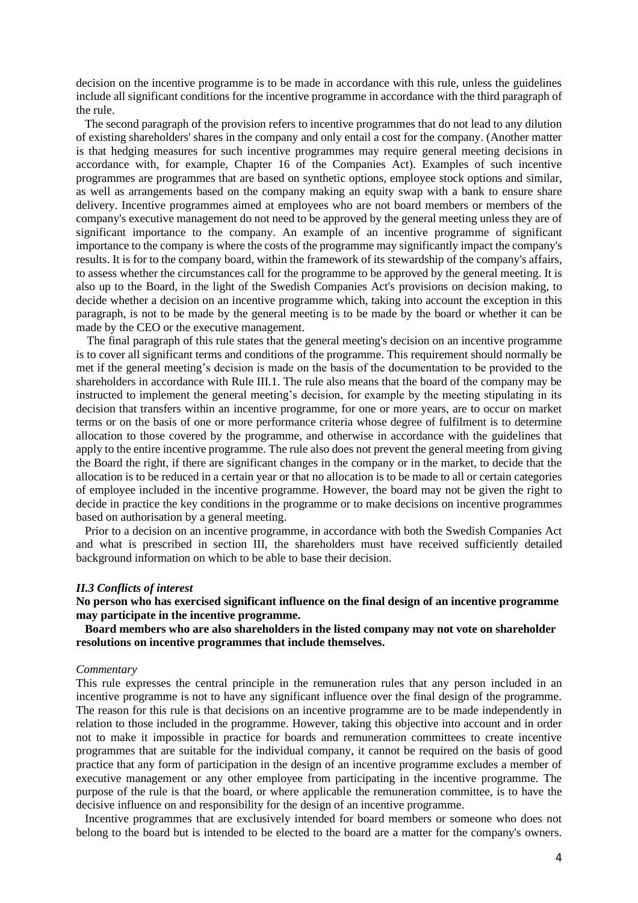decision on the incentive programme is to be made in accordance with this rule, unless the guidelines include all significant conditions for the incentive programme in accordance with the third paragraph of the rule.

The second paragraph of the provision refers to incentive programmes that do not lead to any dilution of existing shareholders' shares in the company and only entail a cost for the company. (Another matter is that hedging measures for such incentive programmes may require general meeting decisions in accordance with, for example, Chapter 16 of the Companies Act). Examples of such incentive programmes are programmes that are based on synthetic options, employee stock options and similar, as well as arrangements based on the company making an equity swap with a bank to ensure share delivery. Incentive programmes aimed at employees who are not board members or members of the company's executive management do not need to be approved by the general meeting unless they are of significant importance to the company. An example of an incentive programme of significant importance to the company is where the costs of the programme may significantly impact the company's results. It is for to the company board, within the framework of its stewardship of the company's affairs, to assess whether the circumstances call for the programme to be approved by the general meeting. It is also up to the Board, in the light of the Swedish Companies Act's provisions on decision making, to decide whether a decision on an incentive programme which, taking into account the exception in this paragraph, is not to be made by the general meeting is to be made by the board or whether it can be made by the CEO or the executive management.

The final paragraph of this rule states that the general meeting's decision on an incentive programme is to cover all significant terms and conditions of the programme. This requirement should normally be met if the general meeting's decision is made on the basis of the documentation to be provided to the shareholders in accordance with Rule III.1. The rule also means that the board of the company may be instructed to implement the general meeting's decision, for example by the meeting stipulating in its decision that transfers within an incentive programme, for one or more years, are to occur on market terms or on the basis of one or more performance criteria whose degree of fulfilment is to determine allocation to those covered by the programme, and otherwise in accordance with the guidelines that apply to the entire incentive programme. The rule also does not prevent the general meeting from giving the Board the right, if there are significant changes in the company or in the market, to decide that the allocation is to be reduced in a certain year or that no allocation is to be made to all or certain categories of employee included in the incentive programme. However, the board may not be given the right to decide in practice the key conditions in the programme or to make decisions on incentive programmes based on authorisation by a general meeting.

Prior to a decision on an incentive programme, in accordance with both the Swedish Companies Act and what is prescribed in section III, the shareholders must have received sufficiently detailed background information on which to be able to base their decision.

### *II.3 Conflicts of interest*

**No person who has exercised significant influence on the final design of an incentive programme may participate in the incentive programme.**

**Board members who are also shareholders in the listed company may not vote on shareholder resolutions on incentive programmes that include themselves.**

*Commentary*

This rule expresses the central principle in the remuneration rules that any person included in an incentive programme is not to have any significant influence over the final design of the programme. The reason for this rule is that decisions on an incentive programme are to be made independently in relation to those included in the programme. However, taking this objective into account and in order not to make it impossible in practice for boards and remuneration committees to create incentive programmes that are suitable for the individual company, it cannot be required on the basis of good practice that any form of participation in the design of an incentive programme excludes a member of executive management or any other employee from participating in the incentive programme. The purpose of the rule is that the board, or where applicable the remuneration committee, is to have the decisive influence on and responsibility for the design of an incentive programme.

Incentive programmes that are exclusively intended for board members or someone who does not belong to the board but is intended to be elected to the board are a matter for the company's owners.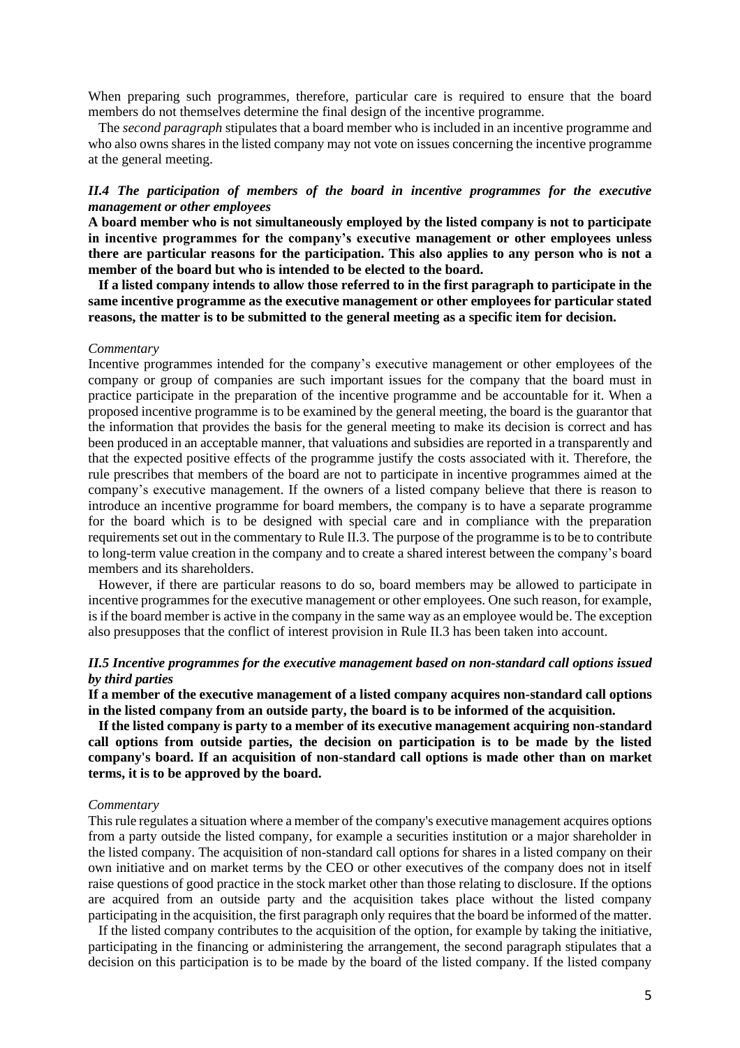When preparing such programmes, therefore, particular care is required to ensure that the board members do not themselves determine the final design of the incentive programme.

The *second paragraph* stipulates that a board member who is included in an incentive programme and who also owns shares in the listed company may not vote on issues concerning the incentive programme at the general meeting.

### *II.4 The participation of members of the board in incentive programmes for the executive management or other employees*

**A board member who is not simultaneously employed by the listed company is not to participate in incentive programmes for the company's executive management or other employees unless there are particular reasons for the participation. This also applies to any person who is not a member of the board but who is intended to be elected to the board.**

**If a listed company intends to allow those referred to in the first paragraph to participate in the same incentive programme as the executive management or other employees for particular stated reasons, the matter is to be submitted to the general meeting as a specific item for decision.**

*Commentary*

Incentive programmes intended for the company's executive management or other employees of the company or group of companies are such important issues for the company that the board must in practice participate in the preparation of the incentive programme and be accountable for it. When a proposed incentive programme is to be examined by the general meeting, the board is the guarantor that the information that provides the basis for the general meeting to make its decision is correct and has been produced in an acceptable manner, that valuations and subsidies are reported in a transparently and that the expected positive effects of the programme justify the costs associated with it. Therefore, the rule prescribes that members of the board are not to participate in incentive programmes aimed at the company's executive management. If the owners of a listed company believe that there is reason to introduce an incentive programme for board members, the company is to have a separate programme for the board which is to be designed with special care and in compliance with the preparation requirements set out in the commentary to Rule II.3. The purpose of the programme is to be to contribute to long-term value creation in the company and to create a shared interest between the company's board members and its shareholders.

However, if there are particular reasons to do so, board members may be allowed to participate in incentive programmes for the executive management or other employees. One such reason, for example, is if the board member is active in the company in the same way as an employee would be. The exception also presupposes that the conflict of interest provision in Rule II.3 has been taken into account.

### *II.5 Incentive programmes for the executive management based on non-standard call options issued by third parties*

**If a member of the executive management of a listed company acquires non-standard call options in the listed company from an outside party, the board is to be informed of the acquisition.**

**If the listed company is party to a member of its executive management acquiring non-standard call options from outside parties, the decision on participation is to be made by the listed company's board. If an acquisition of non-standard call options is made other than on market terms, it is to be approved by the board.**

*Commentary*

This rule regulates a situation where a member of the company's executive management acquires options from a party outside the listed company, for example a securities institution or a major shareholder in the listed company. The acquisition of non-standard call options for shares in a listed company on their own initiative and on market terms by the CEO or other executives of the company does not in itself raise questions of good practice in the stock market other than those relating to disclosure. If the options are acquired from an outside party and the acquisition takes place without the listed company participating in the acquisition, the first paragraph only requires that the board be informed of the matter.

If the listed company contributes to the acquisition of the option, for example by taking the initiative, participating in the financing or administering the arrangement, the second paragraph stipulates that a decision on this participation is to be made by the board of the listed company. If the listed company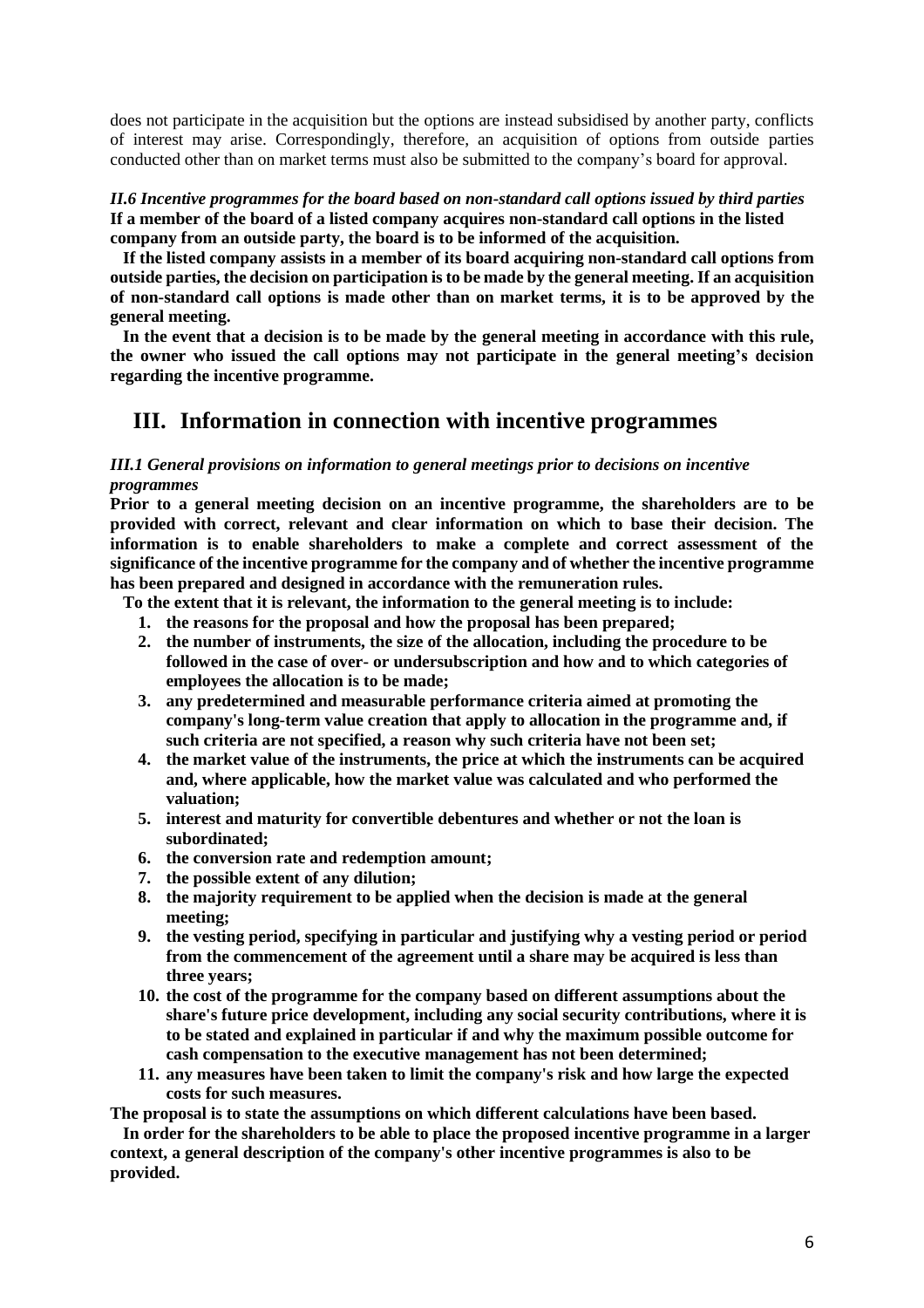does not participate in the acquisition but the options are instead subsidised by another party, conflicts of interest may arise. Correspondingly, therefore, an acquisition of options from outside parties conducted other than on market terms must also be submitted to the company's board for approval.

*II.6 Incentive programmes for the board based on non-standard call options issued by third parties*

**If a member of the board of a listed company acquires non-standard call options in the listed company from an outside party, the board is to be informed of the acquisition.**

**If the listed company assists in a member of its board acquiring non-standard call options from outside parties, the decision on participation is to be made by the general meeting. If an acquisition of non-standard call options is made other than on market terms, it is to be approved by the general meeting.**

**In the event that a decision is to be made by the general meeting in accordance with this rule, the owner who issued the call options may not participate in the general meeting's decision regarding the incentive programme.**

## III. Information in connection with incentive programmes

*III.1 General provisions on information to general meetings prior to decisions on incentive programmes*

**Prior to a general meeting decision on an incentive programme, the shareholders are to be provided with correct, relevant and clear information on which to base their decision. The information is to enable shareholders to make a complete and correct assessment of the significance of the incentive programme for the company and of whether the incentive programme has been prepared and designed in accordance with the remuneration rules.**

**To the extent that it is relevant, the information to the general meeting is to include:**

1. **the reasons for the proposal and how the proposal has been prepared;**
2. **the number of instruments, the size of the allocation, including the procedure to be followed in the case of over- or undersubscription and how and to which categories of employees the allocation is to be made;**
3. **any predetermined and measurable performance criteria aimed at promoting the company's long-term value creation that apply to allocation in the programme and, if such criteria are not specified, a reason why such criteria have not been set;**
4. **the market value of the instruments, the price at which the instruments can be acquired and, where applicable, how the market value was calculated and who performed the valuation;**
5. **interest and maturity for convertible debentures and whether or not the loan is subordinated;**
6. **the conversion rate and redemption amount;**
7. **the possible extent of any dilution;**
8. **the majority requirement to be applied when the decision is made at the general meeting;**
9. **the vesting period, specifying in particular and justifying why a vesting period or period from the commencement of the agreement until a share may be acquired is less than three years;**
10. **the cost of the programme for the company based on different assumptions about the share's future price development, including any social security contributions, where it is to be stated and explained in particular if and why the maximum possible outcome for cash compensation to the executive management has not been determined;**
11. **any measures have been taken to limit the company's risk and how large the expected costs for such measures.**

**The proposal is to state the assumptions on which different calculations have been based.**

**In order for the shareholders to be able to place the proposed incentive programme in a larger context, a general description of the company's other incentive programmes is also to be provided.**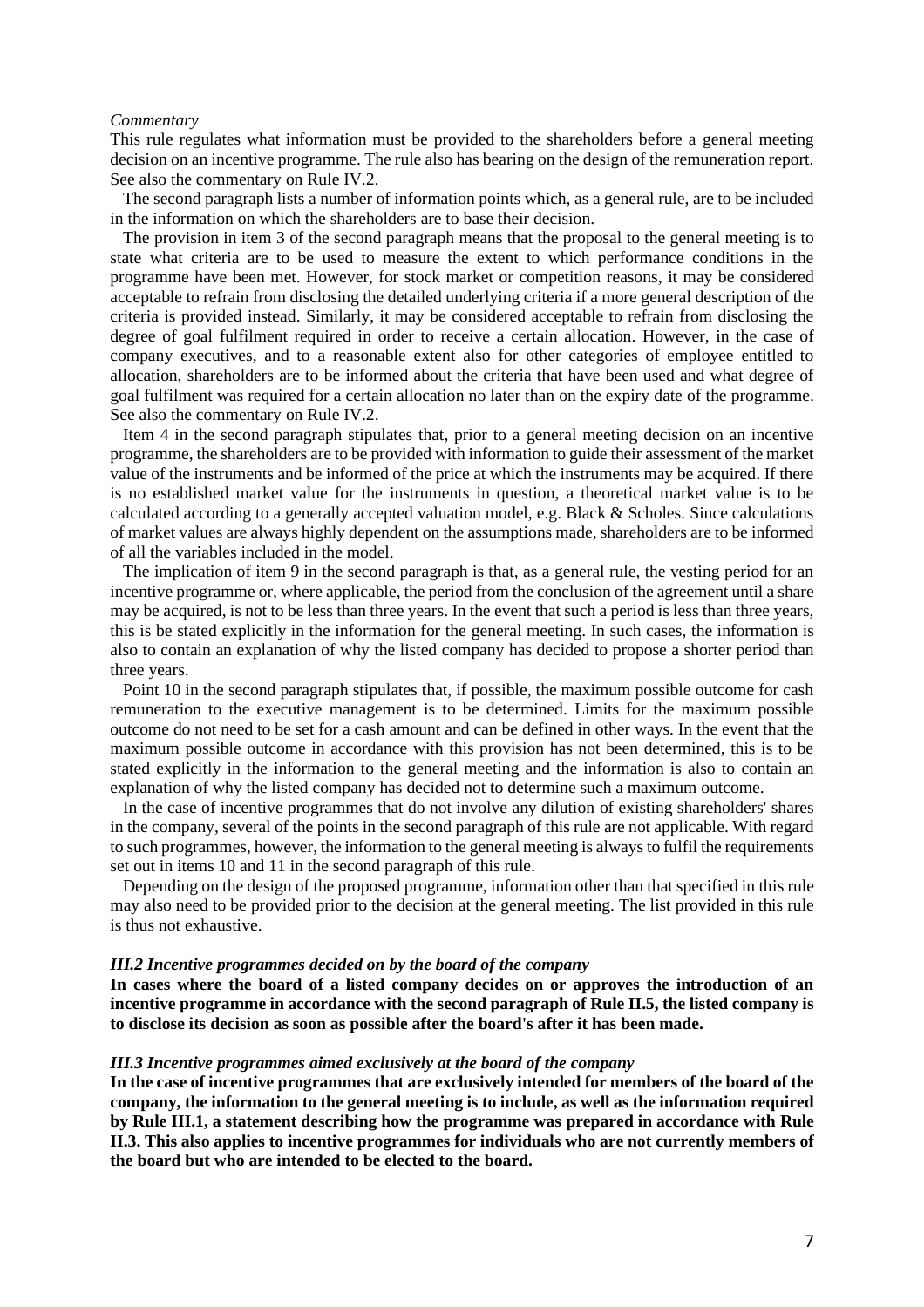*Commentary*

This rule regulates what information must be provided to the shareholders before a general meeting decision on an incentive programme. The rule also has bearing on the design of the remuneration report. See also the commentary on Rule IV.2.

The second paragraph lists a number of information points which, as a general rule, are to be included in the information on which the shareholders are to base their decision.

The provision in item 3 of the second paragraph means that the proposal to the general meeting is to state what criteria are to be used to measure the extent to which performance conditions in the programme have been met. However, for stock market or competition reasons, it may be considered acceptable to refrain from disclosing the detailed underlying criteria if a more general description of the criteria is provided instead. Similarly, it may be considered acceptable to refrain from disclosing the degree of goal fulfilment required in order to receive a certain allocation. However, in the case of company executives, and to a reasonable extent also for other categories of employee entitled to allocation, shareholders are to be informed about the criteria that have been used and what degree of goal fulfilment was required for a certain allocation no later than on the expiry date of the programme. See also the commentary on Rule IV.2.

Item 4 in the second paragraph stipulates that, prior to a general meeting decision on an incentive programme, the shareholders are to be provided with information to guide their assessment of the market value of the instruments and be informed of the price at which the instruments may be acquired. If there is no established market value for the instruments in question, a theoretical market value is to be calculated according to a generally accepted valuation model, e.g. Black & Scholes. Since calculations of market values are always highly dependent on the assumptions made, shareholders are to be informed of all the variables included in the model.

The implication of item 9 in the second paragraph is that, as a general rule, the vesting period for an incentive programme or, where applicable, the period from the conclusion of the agreement until a share may be acquired, is not to be less than three years. In the event that such a period is less than three years, this is be stated explicitly in the information for the general meeting. In such cases, the information is also to contain an explanation of why the listed company has decided to propose a shorter period than three years.

Point 10 in the second paragraph stipulates that, if possible, the maximum possible outcome for cash remuneration to the executive management is to be determined. Limits for the maximum possible outcome do not need to be set for a cash amount and can be defined in other ways. In the event that the maximum possible outcome in accordance with this provision has not been determined, this is to be stated explicitly in the information to the general meeting and the information is also to contain an explanation of why the listed company has decided not to determine such a maximum outcome.

In the case of incentive programmes that do not involve any dilution of existing shareholders' shares in the company, several of the points in the second paragraph of this rule are not applicable. With regard to such programmes, however, the information to the general meeting is always to fulfil the requirements set out in items 10 and 11 in the second paragraph of this rule.

Depending on the design of the proposed programme, information other than that specified in this rule may also need to be provided prior to the decision at the general meeting. The list provided in this rule is thus not exhaustive.

### *III.2 Incentive programmes decided on by the board of the company*

**In cases where the board of a listed company decides on or approves the introduction of an incentive programme in accordance with the second paragraph of Rule II.5, the listed company is to disclose its decision as soon as possible after the board's after it has been made.**

### *III.3 Incentive programmes aimed exclusively at the board of the company*

**In the case of incentive programmes that are exclusively intended for members of the board of the company, the information to the general meeting is to include, as well as the information required by Rule III.1, a statement describing how the programme was prepared in accordance with Rule II.3. This also applies to incentive programmes for individuals who are not currently members of the board but who are intended to be elected to the board.**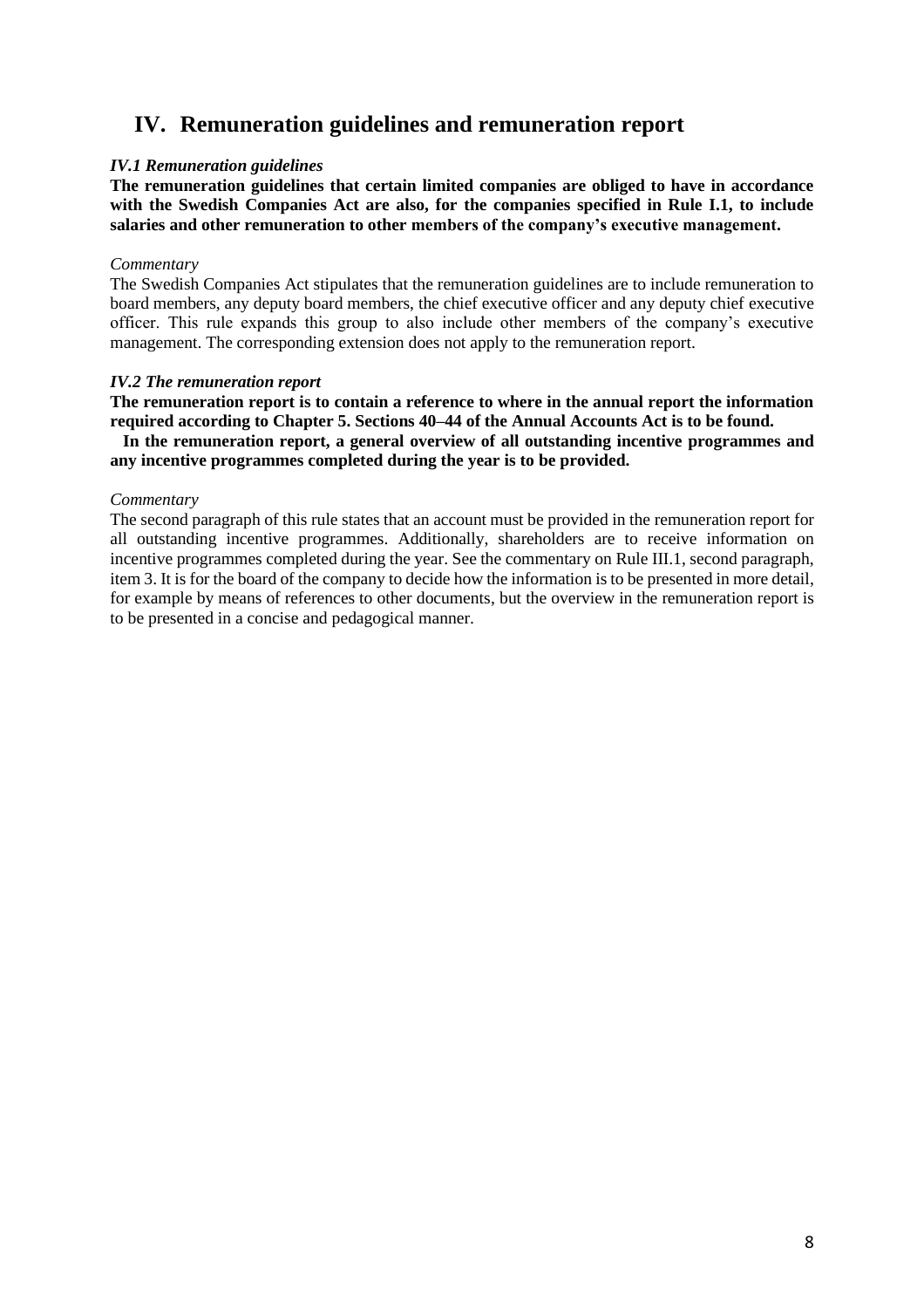# IV. Remuneration guidelines and remuneration report

### *IV.1 Remuneration guidelines*

**The remuneration guidelines that certain limited companies are obliged to have in accordance with the Swedish Companies Act are also, for the companies specified in Rule I.1, to include salaries and other remuneration to other members of the company's executive management.**

*Commentary*

The Swedish Companies Act stipulates that the remuneration guidelines are to include remuneration to board members, any deputy board members, the chief executive officer and any deputy chief executive officer. This rule expands this group to also include other members of the company's executive management. The corresponding extension does not apply to the remuneration report.

### *IV.2 The remuneration report*

**The remuneration report is to contain a reference to where in the annual report the information required according to Chapter 5. Sections 40–44 of the Annual Accounts Act is to be found.**

**In the remuneration report, a general overview of all outstanding incentive programmes and any incentive programmes completed during the year is to be provided.**

*Commentary*

The second paragraph of this rule states that an account must be provided in the remuneration report for all outstanding incentive programmes. Additionally, shareholders are to receive information on incentive programmes completed during the year. See the commentary on Rule III.1, second paragraph, item 3. It is for the board of the company to decide how the information is to be presented in more detail, for example by means of references to other documents, but the overview in the remuneration report is to be presented in a concise and pedagogical manner.